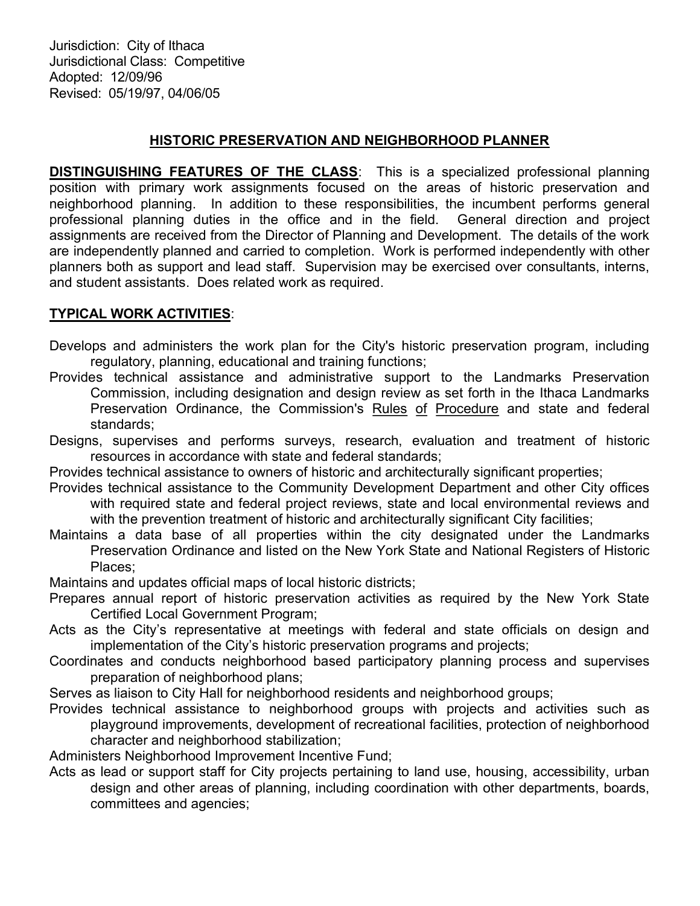Jurisdiction: City of Ithaca
Jurisdictional Class: Competitive
Adopted: 12/09/96
Revised: 05/19/97, 04/06/05

## HISTORIC PRESERVATION AND NEIGHBORHOOD PLANNER

**DISTINGUISHING FEATURES OF THE CLASS**: This is a specialized professional planning position with primary work assignments focused on the areas of historic preservation and neighborhood planning. In addition to these responsibilities, the incumbent performs general professional planning duties in the office and in the field. General direction and project assignments are received from the Director of Planning and Development. The details of the work are independently planned and carried to completion. Work is performed independently with other planners both as support and lead staff. Supervision may be exercised over consultants, interns, and student assistants. Does related work as required.

**TYPICAL WORK ACTIVITIES**:

- Develops and administers the work plan for the City's historic preservation program, including regulatory, planning, educational and training functions;
- Provides technical assistance and administrative support to the Landmarks Preservation Commission, including designation and design review as set forth in the Ithaca Landmarks Preservation Ordinance, the Commission's Rules of Procedure and state and federal standards;
- Designs, supervises and performs surveys, research, evaluation and treatment of historic resources in accordance with state and federal standards;
- Provides technical assistance to owners of historic and architecturally significant properties;
- Provides technical assistance to the Community Development Department and other City offices with required state and federal project reviews, state and local environmental reviews and with the prevention treatment of historic and architecturally significant City facilities;
- Maintains a data base of all properties within the city designated under the Landmarks Preservation Ordinance and listed on the New York State and National Registers of Historic Places;
- Maintains and updates official maps of local historic districts;
- Prepares annual report of historic preservation activities as required by the New York State Certified Local Government Program;
- Acts as the City's representative at meetings with federal and state officials on design and implementation of the City's historic preservation programs and projects;
- Coordinates and conducts neighborhood based participatory planning process and supervises preparation of neighborhood plans;
- Serves as liaison to City Hall for neighborhood residents and neighborhood groups;
- Provides technical assistance to neighborhood groups with projects and activities such as playground improvements, development of recreational facilities, protection of neighborhood character and neighborhood stabilization;
- Administers Neighborhood Improvement Incentive Fund;
- Acts as lead or support staff for City projects pertaining to land use, housing, accessibility, urban design and other areas of planning, including coordination with other departments, boards, committees and agencies;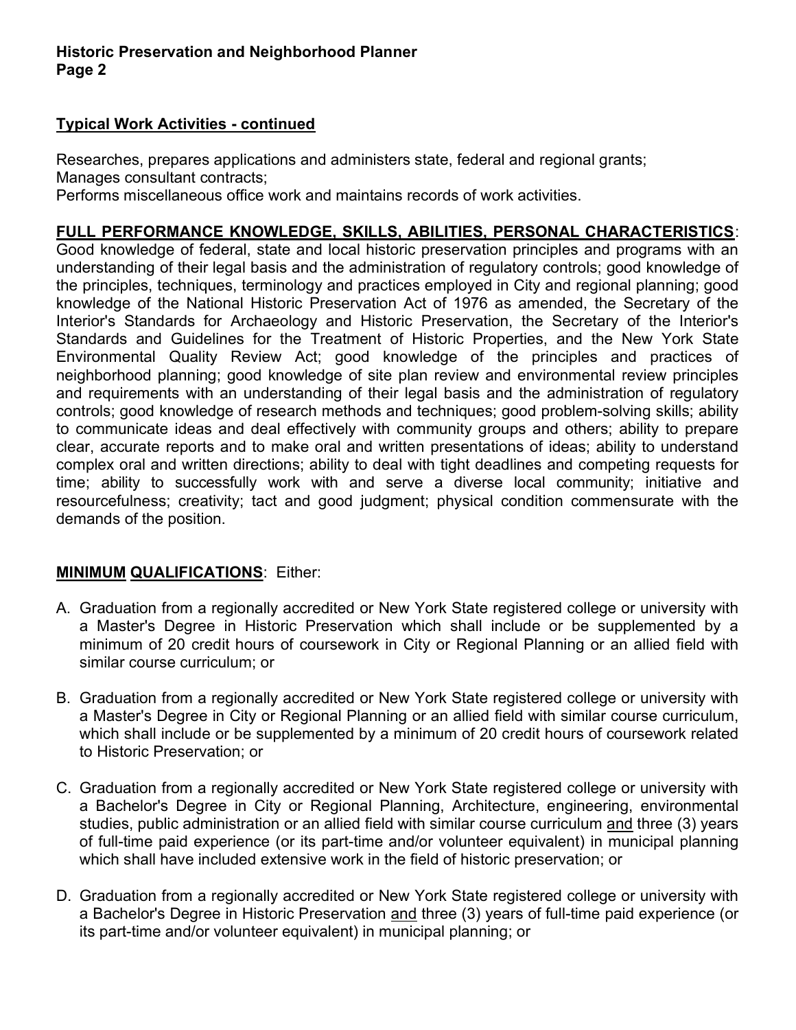## Typical Work Activities - continued

Researches, prepares applications and administers state, federal and regional grants;
Manages consultant contracts;
Performs miscellaneous office work and maintains records of work activities.

**FULL PERFORMANCE KNOWLEDGE, SKILLS, ABILITIES, PERSONAL CHARACTERISTICS**: Good knowledge of federal, state and local historic preservation principles and programs with an understanding of their legal basis and the administration of regulatory controls; good knowledge of the principles, techniques, terminology and practices employed in City and regional planning; good knowledge of the National Historic Preservation Act of 1976 as amended, the Secretary of the Interior's Standards for Archaeology and Historic Preservation, the Secretary of the Interior's Standards and Guidelines for the Treatment of Historic Properties, and the New York State Environmental Quality Review Act; good knowledge of the principles and practices of neighborhood planning; good knowledge of site plan review and environmental review principles and requirements with an understanding of their legal basis and the administration of regulatory controls; good knowledge of research methods and techniques; good problem-solving skills; ability to communicate ideas and deal effectively with community groups and others; ability to prepare clear, accurate reports and to make oral and written presentations of ideas; ability to understand complex oral and written directions; ability to deal with tight deadlines and competing requests for time; ability to successfully work with and serve a diverse local community; initiative and resourcefulness; creativity; tact and good judgment; physical condition commensurate with the demands of the position.

**MINIMUM QUALIFICATIONS**: Either:

A. Graduation from a regionally accredited or New York State registered college or university with a Master's Degree in Historic Preservation which shall include or be supplemented by a minimum of 20 credit hours of coursework in City or Regional Planning or an allied field with similar course curriculum; or

B. Graduation from a regionally accredited or New York State registered college or university with a Master's Degree in City or Regional Planning or an allied field with similar course curriculum, which shall include or be supplemented by a minimum of 20 credit hours of coursework related to Historic Preservation; or

C. Graduation from a regionally accredited or New York State registered college or university with a Bachelor's Degree in City or Regional Planning, Architecture, engineering, environmental studies, public administration or an allied field with similar course curriculum and three (3) years of full-time paid experience (or its part-time and/or volunteer equivalent) in municipal planning which shall have included extensive work in the field of historic preservation; or

D. Graduation from a regionally accredited or New York State registered college or university with a Bachelor's Degree in Historic Preservation and three (3) years of full-time paid experience (or its part-time and/or volunteer equivalent) in municipal planning; or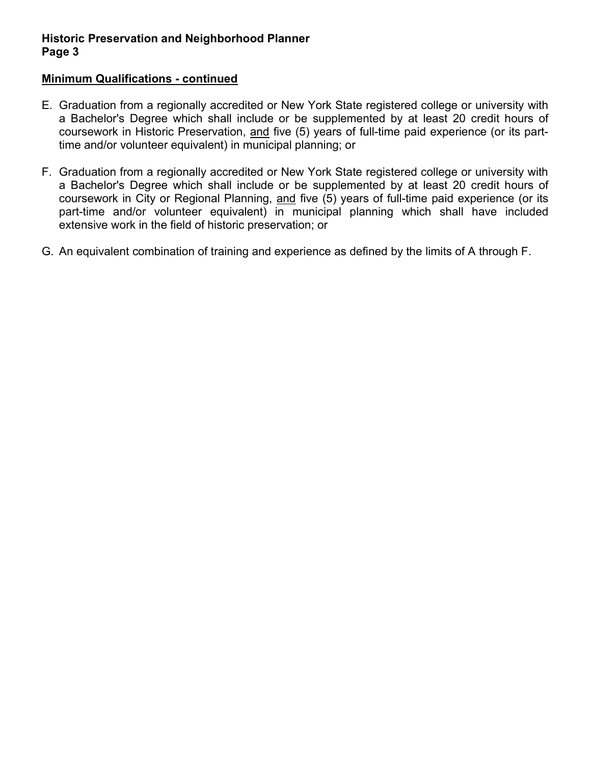## Minimum Qualifications - continued

E. Graduation from a regionally accredited or New York State registered college or university with a Bachelor's Degree which shall include or be supplemented by at least 20 credit hours of coursework in Historic Preservation, <u>and</u> five (5) years of full-time paid experience (or its part-time and/or volunteer equivalent) in municipal planning; or

F. Graduation from a regionally accredited or New York State registered college or university with a Bachelor's Degree which shall include or be supplemented by at least 20 credit hours of coursework in City or Regional Planning, <u>and</u> five (5) years of full-time paid experience (or its part-time and/or volunteer equivalent) in municipal planning which shall have included extensive work in the field of historic preservation; or

G. An equivalent combination of training and experience as defined by the limits of A through F.